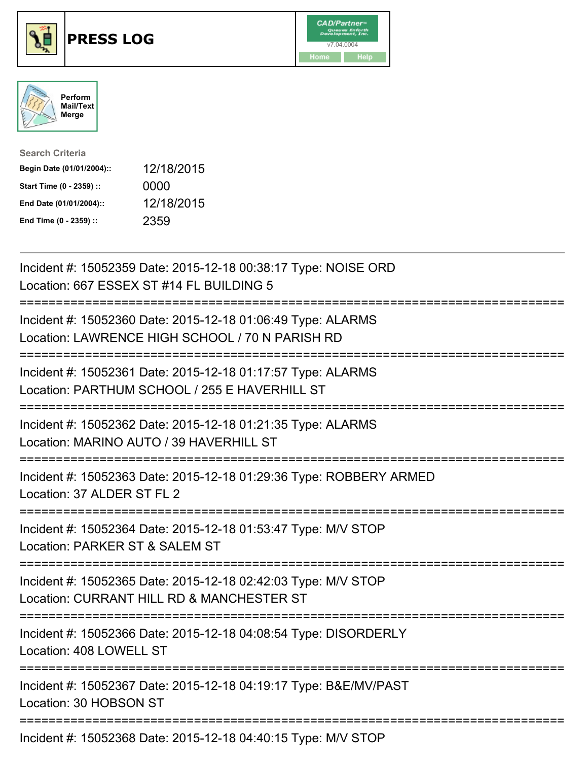# PRESS LOG

Perform Mail/Text Merge

**Search Criteria**

| | |
|---|---|
| **Begin Date (01/01/2004)::** | 12/18/2015 |
| **Start Time (0 - 2359) ::** | 0000 |
| **End Date (01/01/2004)::** | 12/18/2015 |
| **End Time (0 - 2359) ::** | 2359 |

---

Incident #: 15052359 Date: 2015-12-18 00:38:17 Type: NOISE ORD
Location: 667 ESSEX ST #14 FL BUILDING 5

===========================================================================

Incident #: 15052360 Date: 2015-12-18 01:06:49 Type: ALARMS
Location: LAWRENCE HIGH SCHOOL / 70 N PARISH RD

===========================================================================

Incident #: 15052361 Date: 2015-12-18 01:17:57 Type: ALARMS
Location: PARTHUM SCHOOL / 255 E HAVERHILL ST

===========================================================================

Incident #: 15052362 Date: 2015-12-18 01:21:35 Type: ALARMS
Location: MARINO AUTO / 39 HAVERHILL ST

===========================================================================

Incident #: 15052363 Date: 2015-12-18 01:29:36 Type: ROBBERY ARMED
Location: 37 ALDER ST FL 2

===========================================================================

Incident #: 15052364 Date: 2015-12-18 01:53:47 Type: M/V STOP
Location: PARKER ST & SALEM ST

===========================================================================

Incident #: 15052365 Date: 2015-12-18 02:42:03 Type: M/V STOP
Location: CURRANT HILL RD & MANCHESTER ST

===========================================================================

Incident #: 15052366 Date: 2015-12-18 04:08:54 Type: DISORDERLY
Location: 408 LOWELL ST

===========================================================================

Incident #: 15052367 Date: 2015-12-18 04:19:17 Type: B&E/MV/PAST
Location: 30 HOBSON ST

===========================================================================

Incident #: 15052368 Date: 2015-12-18 04:40:15 Type: M/V STOP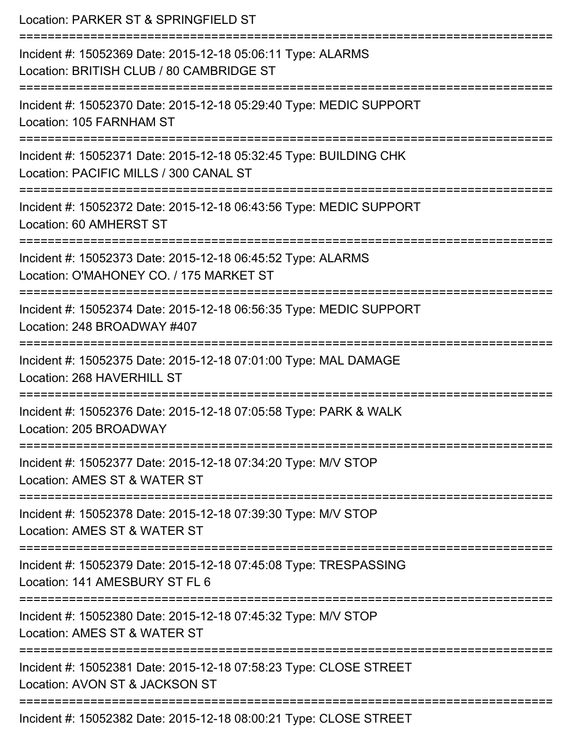Location: PARKER ST & SPRINGFIELD ST

===========================================================================

Incident #: 15052369 Date: 2015-12-18 05:06:11 Type: ALARMS
Location: BRITISH CLUB / 80 CAMBRIDGE ST

===========================================================================

Incident #: 15052370 Date: 2015-12-18 05:29:40 Type: MEDIC SUPPORT
Location: 105 FARNHAM ST

===========================================================================

Incident #: 15052371 Date: 2015-12-18 05:32:45 Type: BUILDING CHK
Location: PACIFIC MILLS / 300 CANAL ST

===========================================================================

Incident #: 15052372 Date: 2015-12-18 06:43:56 Type: MEDIC SUPPORT
Location: 60 AMHERST ST

===========================================================================

Incident #: 15052373 Date: 2015-12-18 06:45:52 Type: ALARMS
Location: O'MAHONEY CO. / 175 MARKET ST

===========================================================================

Incident #: 15052374 Date: 2015-12-18 06:56:35 Type: MEDIC SUPPORT
Location: 248 BROADWAY #407

===========================================================================

Incident #: 15052375 Date: 2015-12-18 07:01:00 Type: MAL DAMAGE
Location: 268 HAVERHILL ST

===========================================================================

Incident #: 15052376 Date: 2015-12-18 07:05:58 Type: PARK & WALK
Location: 205 BROADWAY

===========================================================================

Incident #: 15052377 Date: 2015-12-18 07:34:20 Type: M/V STOP
Location: AMES ST & WATER ST

===========================================================================

Incident #: 15052378 Date: 2015-12-18 07:39:30 Type: M/V STOP
Location: AMES ST & WATER ST

===========================================================================

Incident #: 15052379 Date: 2015-12-18 07:45:08 Type: TRESPASSING
Location: 141 AMESBURY ST FL 6

===========================================================================

Incident #: 15052380 Date: 2015-12-18 07:45:32 Type: M/V STOP
Location: AMES ST & WATER ST

===========================================================================

Incident #: 15052381 Date: 2015-12-18 07:58:23 Type: CLOSE STREET
Location: AVON ST & JACKSON ST

===========================================================================

Incident #: 15052382 Date: 2015-12-18 08:00:21 Type: CLOSE STREET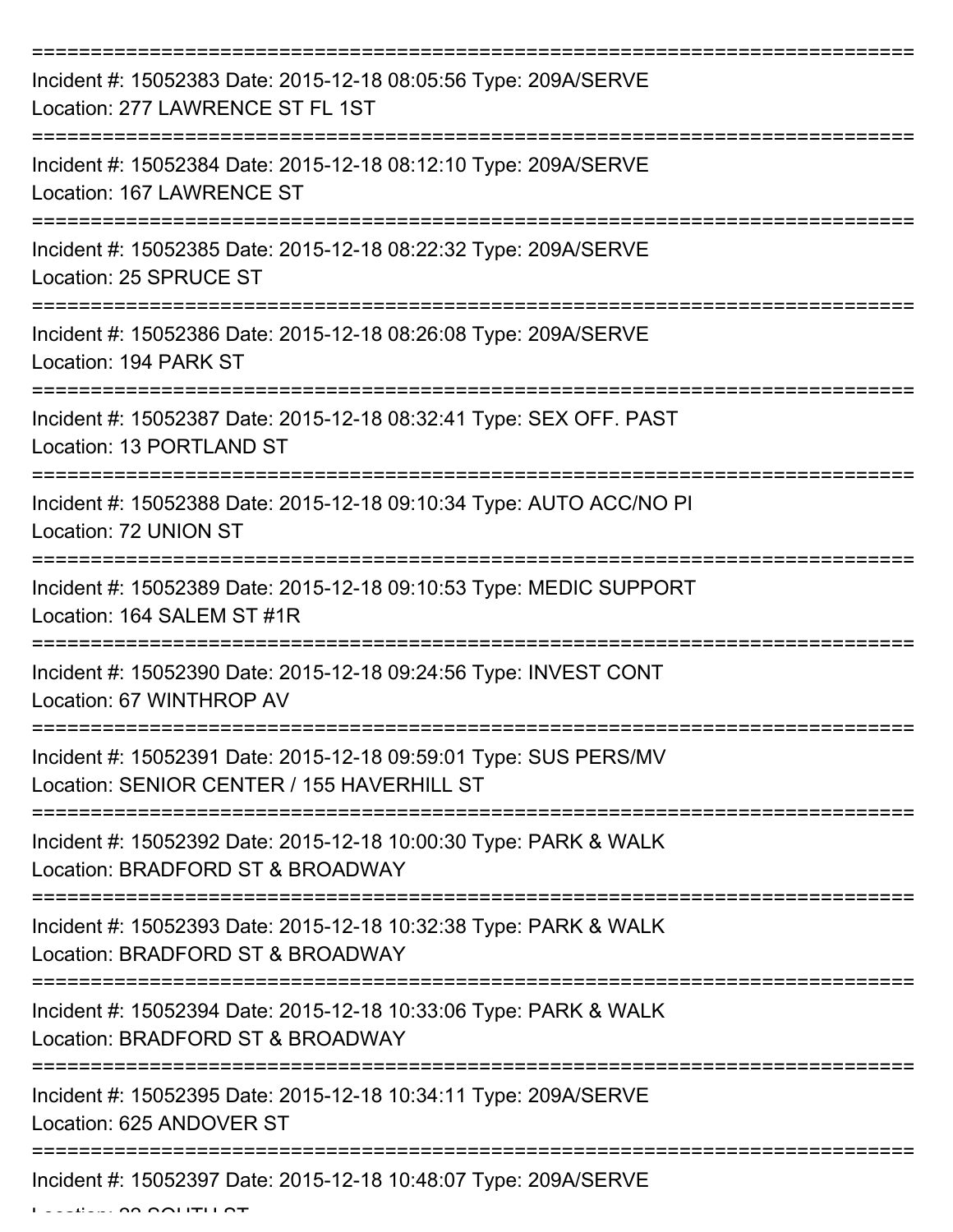==============================================================================
Incident #: 15052383 Date: 2015-12-18 08:05:56 Type: 209A/SERVE
Location: 277 LAWRENCE ST FL 1ST
==============================================================================
Incident #: 15052384 Date: 2015-12-18 08:12:10 Type: 209A/SERVE
Location: 167 LAWRENCE ST
==============================================================================
Incident #: 15052385 Date: 2015-12-18 08:22:32 Type: 209A/SERVE
Location: 25 SPRUCE ST
==============================================================================
Incident #: 15052386 Date: 2015-12-18 08:26:08 Type: 209A/SERVE
Location: 194 PARK ST
==============================================================================
Incident #: 15052387 Date: 2015-12-18 08:32:41 Type: SEX OFF. PAST
Location: 13 PORTLAND ST
==============================================================================
Incident #: 15052388 Date: 2015-12-18 09:10:34 Type: AUTO ACC/NO PI
Location: 72 UNION ST
==============================================================================
Incident #: 15052389 Date: 2015-12-18 09:10:53 Type: MEDIC SUPPORT
Location: 164 SALEM ST #1R
==============================================================================
Incident #: 15052390 Date: 2015-12-18 09:24:56 Type: INVEST CONT
Location: 67 WINTHROP AV
==============================================================================
Incident #: 15052391 Date: 2015-12-18 09:59:01 Type: SUS PERS/MV
Location: SENIOR CENTER / 155 HAVERHILL ST
==============================================================================
Incident #: 15052392 Date: 2015-12-18 10:00:30 Type: PARK & WALK
Location: BRADFORD ST & BROADWAY
==============================================================================
Incident #: 15052393 Date: 2015-12-18 10:32:38 Type: PARK & WALK
Location: BRADFORD ST & BROADWAY
==============================================================================
Incident #: 15052394 Date: 2015-12-18 10:33:06 Type: PARK & WALK
Location: BRADFORD ST & BROADWAY
==============================================================================
Incident #: 15052395 Date: 2015-12-18 10:34:11 Type: 209A/SERVE
Location: 625 ANDOVER ST
==============================================================================
Incident #: 15052397 Date: 2015-12-18 10:48:07 Type: 209A/SERVE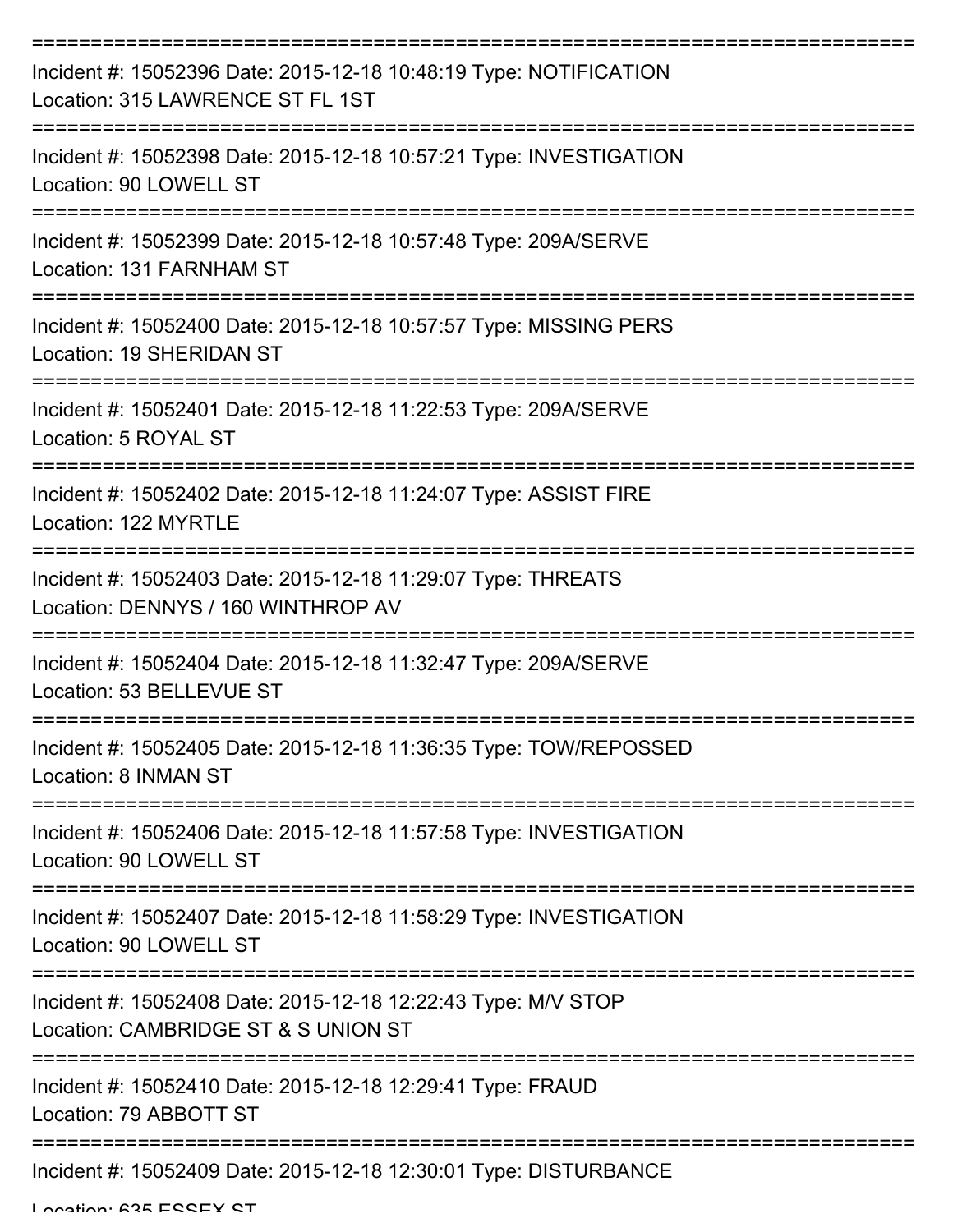===========================================================================

Incident #: 15052396 Date: 2015-12-18 10:48:19 Type: NOTIFICATION
Location: 315 LAWRENCE ST FL 1ST

===========================================================================

Incident #: 15052398 Date: 2015-12-18 10:57:21 Type: INVESTIGATION
Location: 90 LOWELL ST

===========================================================================

Incident #: 15052399 Date: 2015-12-18 10:57:48 Type: 209A/SERVE
Location: 131 FARNHAM ST

===========================================================================

Incident #: 15052400 Date: 2015-12-18 10:57:57 Type: MISSING PERS
Location: 19 SHERIDAN ST

===========================================================================

Incident #: 15052401 Date: 2015-12-18 11:22:53 Type: 209A/SERVE
Location: 5 ROYAL ST

===========================================================================

Incident #: 15052402 Date: 2015-12-18 11:24:07 Type: ASSIST FIRE
Location: 122 MYRTLE

===========================================================================

Incident #: 15052403 Date: 2015-12-18 11:29:07 Type: THREATS
Location: DENNYS / 160 WINTHROP AV

===========================================================================

Incident #: 15052404 Date: 2015-12-18 11:32:47 Type: 209A/SERVE
Location: 53 BELLEVUE ST

===========================================================================

Incident #: 15052405 Date: 2015-12-18 11:36:35 Type: TOW/REPOSSED
Location: 8 INMAN ST

===========================================================================

Incident #: 15052406 Date: 2015-12-18 11:57:58 Type: INVESTIGATION
Location: 90 LOWELL ST

===========================================================================

Incident #: 15052407 Date: 2015-12-18 11:58:29 Type: INVESTIGATION
Location: 90 LOWELL ST

===========================================================================

Incident #: 15052408 Date: 2015-12-18 12:22:43 Type: M/V STOP
Location: CAMBRIDGE ST & S UNION ST

===========================================================================

Incident #: 15052410 Date: 2015-12-18 12:29:41 Type: FRAUD
Location: 79 ABBOTT ST

===========================================================================

Incident #: 15052409 Date: 2015-12-18 12:30:01 Type: DISTURBANCE
Location: 635 ESSEX ST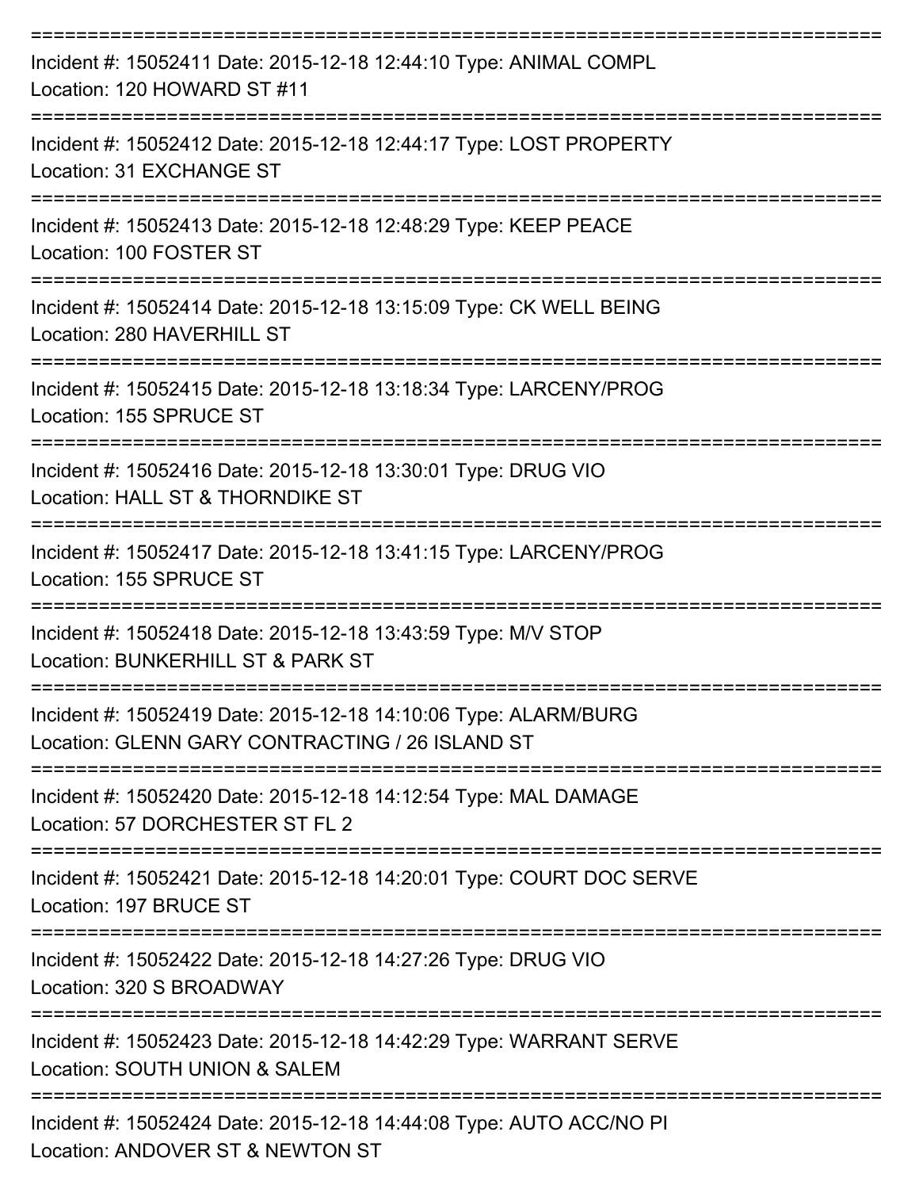Incident #: 15052411 Date: 2015-12-18 12:44:10 Type: ANIMAL COMPL
Location: 120 HOWARD ST #11

Incident #: 15052412 Date: 2015-12-18 12:44:17 Type: LOST PROPERTY
Location: 31 EXCHANGE ST

Incident #: 15052413 Date: 2015-12-18 12:48:29 Type: KEEP PEACE
Location: 100 FOSTER ST

Incident #: 15052414 Date: 2015-12-18 13:15:09 Type: CK WELL BEING
Location: 280 HAVERHILL ST

Incident #: 15052415 Date: 2015-12-18 13:18:34 Type: LARCENY/PROG
Location: 155 SPRUCE ST

Incident #: 15052416 Date: 2015-12-18 13:30:01 Type: DRUG VIO
Location: HALL ST & THORNDIKE ST

Incident #: 15052417 Date: 2015-12-18 13:41:15 Type: LARCENY/PROG
Location: 155 SPRUCE ST

Incident #: 15052418 Date: 2015-12-18 13:43:59 Type: M/V STOP
Location: BUNKERHILL ST & PARK ST

Incident #: 15052419 Date: 2015-12-18 14:10:06 Type: ALARM/BURG
Location: GLENN GARY CONTRACTING / 26 ISLAND ST

Incident #: 15052420 Date: 2015-12-18 14:12:54 Type: MAL DAMAGE
Location: 57 DORCHESTER ST FL 2

Incident #: 15052421 Date: 2015-12-18 14:20:01 Type: COURT DOC SERVE
Location: 197 BRUCE ST

Incident #: 15052422 Date: 2015-12-18 14:27:26 Type: DRUG VIO
Location: 320 S BROADWAY

Incident #: 15052423 Date: 2015-12-18 14:42:29 Type: WARRANT SERVE
Location: SOUTH UNION & SALEM

Incident #: 15052424 Date: 2015-12-18 14:44:08 Type: AUTO ACC/NO PI
Location: ANDOVER ST & NEWTON ST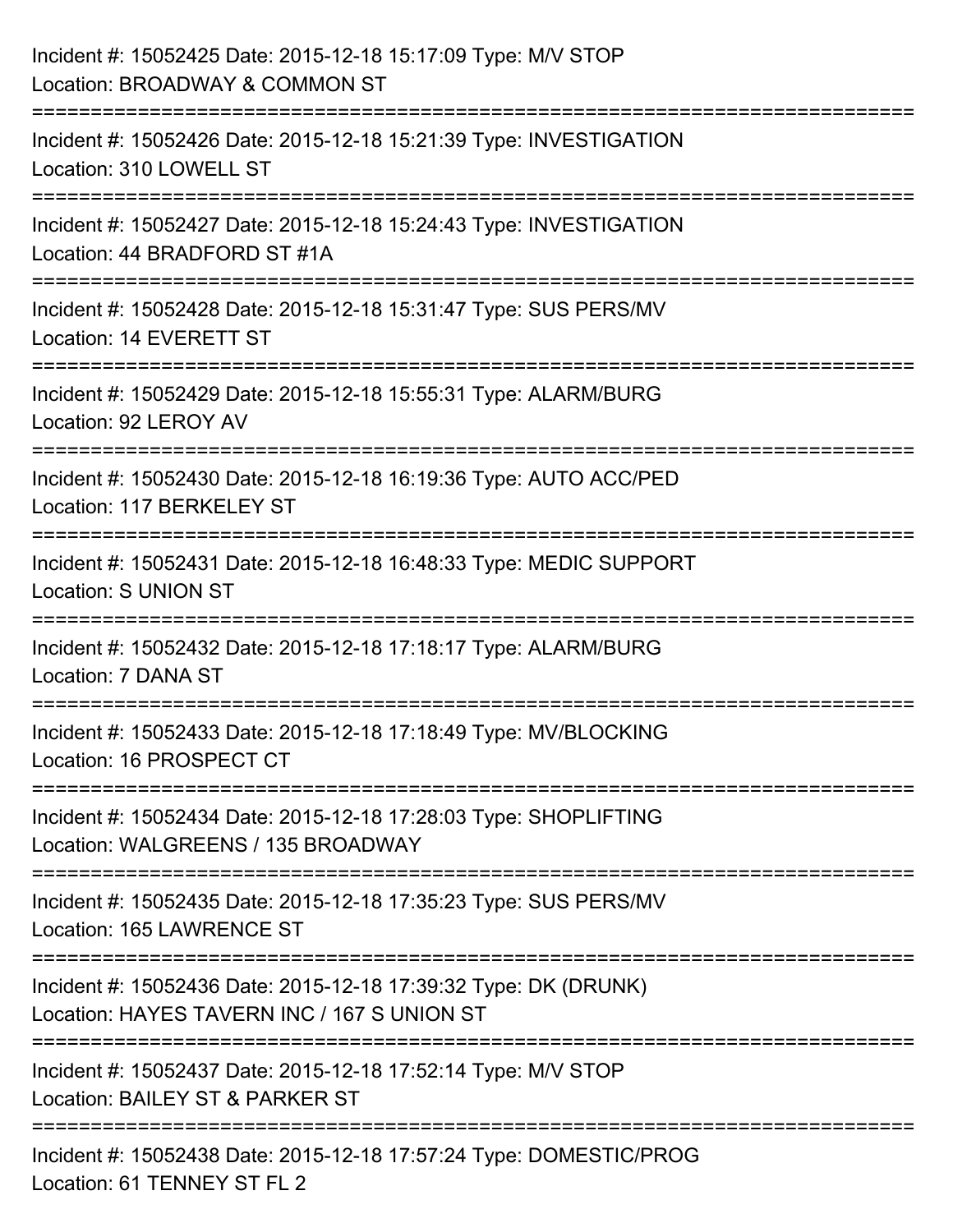Incident #: 15052425 Date: 2015-12-18 15:17:09 Type: M/V STOP
Location: BROADWAY & COMMON ST

===========================================================================

Incident #: 15052426 Date: 2015-12-18 15:21:39 Type: INVESTIGATION
Location: 310 LOWELL ST

===========================================================================

Incident #: 15052427 Date: 2015-12-18 15:24:43 Type: INVESTIGATION
Location: 44 BRADFORD ST #1A

===========================================================================

Incident #: 15052428 Date: 2015-12-18 15:31:47 Type: SUS PERS/MV
Location: 14 EVERETT ST

===========================================================================

Incident #: 15052429 Date: 2015-12-18 15:55:31 Type: ALARM/BURG
Location: 92 LEROY AV

===========================================================================

Incident #: 15052430 Date: 2015-12-18 16:19:36 Type: AUTO ACC/PED
Location: 117 BERKELEY ST

===========================================================================

Incident #: 15052431 Date: 2015-12-18 16:48:33 Type: MEDIC SUPPORT
Location: S UNION ST

===========================================================================

Incident #: 15052432 Date: 2015-12-18 17:18:17 Type: ALARM/BURG
Location: 7 DANA ST

===========================================================================

Incident #: 15052433 Date: 2015-12-18 17:18:49 Type: MV/BLOCKING
Location: 16 PROSPECT CT

===========================================================================

Incident #: 15052434 Date: 2015-12-18 17:28:03 Type: SHOPLIFTING
Location: WALGREENS / 135 BROADWAY

===========================================================================

Incident #: 15052435 Date: 2015-12-18 17:35:23 Type: SUS PERS/MV
Location: 165 LAWRENCE ST

===========================================================================

Incident #: 15052436 Date: 2015-12-18 17:39:32 Type: DK (DRUNK)
Location: HAYES TAVERN INC / 167 S UNION ST

===========================================================================

Incident #: 15052437 Date: 2015-12-18 17:52:14 Type: M/V STOP
Location: BAILEY ST & PARKER ST

===========================================================================

Incident #: 15052438 Date: 2015-12-18 17:57:24 Type: DOMESTIC/PROG
Location: 61 TENNEY ST FL 2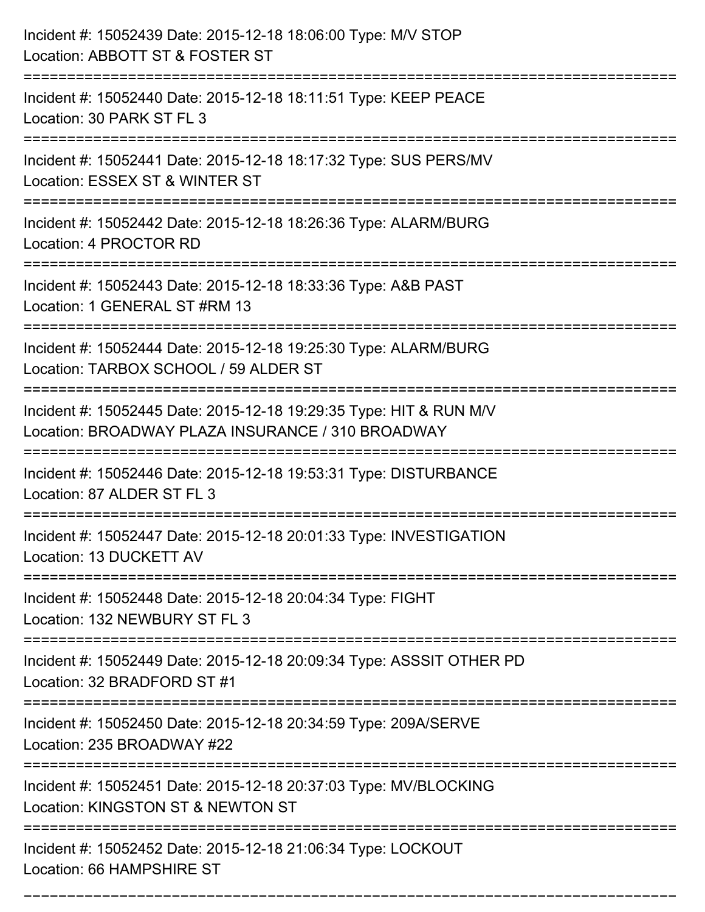Incident #: 15052439 Date: 2015-12-18 18:06:00 Type: M/V STOP
Location: ABBOTT ST & FOSTER ST

===========================================================================

Incident #: 15052440 Date: 2015-12-18 18:11:51 Type: KEEP PEACE
Location: 30 PARK ST FL 3

===========================================================================

Incident #: 15052441 Date: 2015-12-18 18:17:32 Type: SUS PERS/MV
Location: ESSEX ST & WINTER ST

===========================================================================

Incident #: 15052442 Date: 2015-12-18 18:26:36 Type: ALARM/BURG
Location: 4 PROCTOR RD

===========================================================================

Incident #: 15052443 Date: 2015-12-18 18:33:36 Type: A&B PAST
Location: 1 GENERAL ST #RM 13

===========================================================================

Incident #: 15052444 Date: 2015-12-18 19:25:30 Type: ALARM/BURG
Location: TARBOX SCHOOL / 59 ALDER ST

===========================================================================

Incident #: 15052445 Date: 2015-12-18 19:29:35 Type: HIT & RUN M/V
Location: BROADWAY PLAZA INSURANCE / 310 BROADWAY

===========================================================================

Incident #: 15052446 Date: 2015-12-18 19:53:31 Type: DISTURBANCE
Location: 87 ALDER ST FL 3

===========================================================================

Incident #: 15052447 Date: 2015-12-18 20:01:33 Type: INVESTIGATION
Location: 13 DUCKETT AV

===========================================================================

Incident #: 15052448 Date: 2015-12-18 20:04:34 Type: FIGHT
Location: 132 NEWBURY ST FL 3

===========================================================================

Incident #: 15052449 Date: 2015-12-18 20:09:34 Type: ASSSIT OTHER PD
Location: 32 BRADFORD ST #1

===========================================================================

Incident #: 15052450 Date: 2015-12-18 20:34:59 Type: 209A/SERVE
Location: 235 BROADWAY #22

===========================================================================

Incident #: 15052451 Date: 2015-12-18 20:37:03 Type: MV/BLOCKING
Location: KINGSTON ST & NEWTON ST

===========================================================================

Incident #: 15052452 Date: 2015-12-18 21:06:34 Type: LOCKOUT
Location: 66 HAMPSHIRE ST

===========================================================================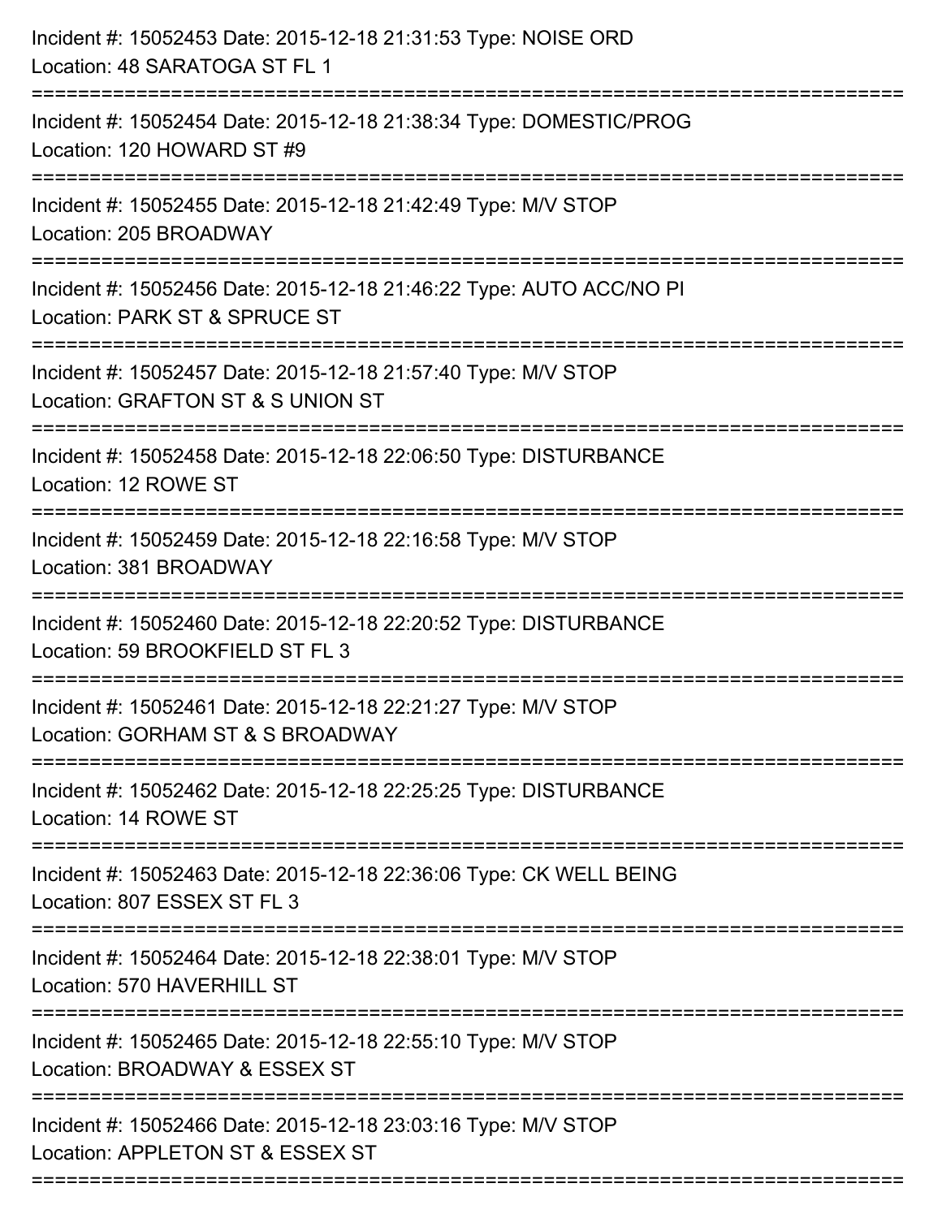Incident #: 15052453 Date: 2015-12-18 21:31:53 Type: NOISE ORD
Location: 48 SARATOGA ST FL 1

===========================================================================

Incident #: 15052454 Date: 2015-12-18 21:38:34 Type: DOMESTIC/PROG
Location: 120 HOWARD ST #9

===========================================================================

Incident #: 15052455 Date: 2015-12-18 21:42:49 Type: M/V STOP
Location: 205 BROADWAY

===========================================================================

Incident #: 15052456 Date: 2015-12-18 21:46:22 Type: AUTO ACC/NO PI
Location: PARK ST & SPRUCE ST

===========================================================================

Incident #: 15052457 Date: 2015-12-18 21:57:40 Type: M/V STOP
Location: GRAFTON ST & S UNION ST

===========================================================================

Incident #: 15052458 Date: 2015-12-18 22:06:50 Type: DISTURBANCE
Location: 12 ROWE ST

===========================================================================

Incident #: 15052459 Date: 2015-12-18 22:16:58 Type: M/V STOP
Location: 381 BROADWAY

===========================================================================

Incident #: 15052460 Date: 2015-12-18 22:20:52 Type: DISTURBANCE
Location: 59 BROOKFIELD ST FL 3

===========================================================================

Incident #: 15052461 Date: 2015-12-18 22:21:27 Type: M/V STOP
Location: GORHAM ST & S BROADWAY

===========================================================================

Incident #: 15052462 Date: 2015-12-18 22:25:25 Type: DISTURBANCE
Location: 14 ROWE ST

===========================================================================

Incident #: 15052463 Date: 2015-12-18 22:36:06 Type: CK WELL BEING
Location: 807 ESSEX ST FL 3

===========================================================================

Incident #: 15052464 Date: 2015-12-18 22:38:01 Type: M/V STOP
Location: 570 HAVERHILL ST

===========================================================================

Incident #: 15052465 Date: 2015-12-18 22:55:10 Type: M/V STOP
Location: BROADWAY & ESSEX ST

===========================================================================

Incident #: 15052466 Date: 2015-12-18 23:03:16 Type: M/V STOP
Location: APPLETON ST & ESSEX ST

===========================================================================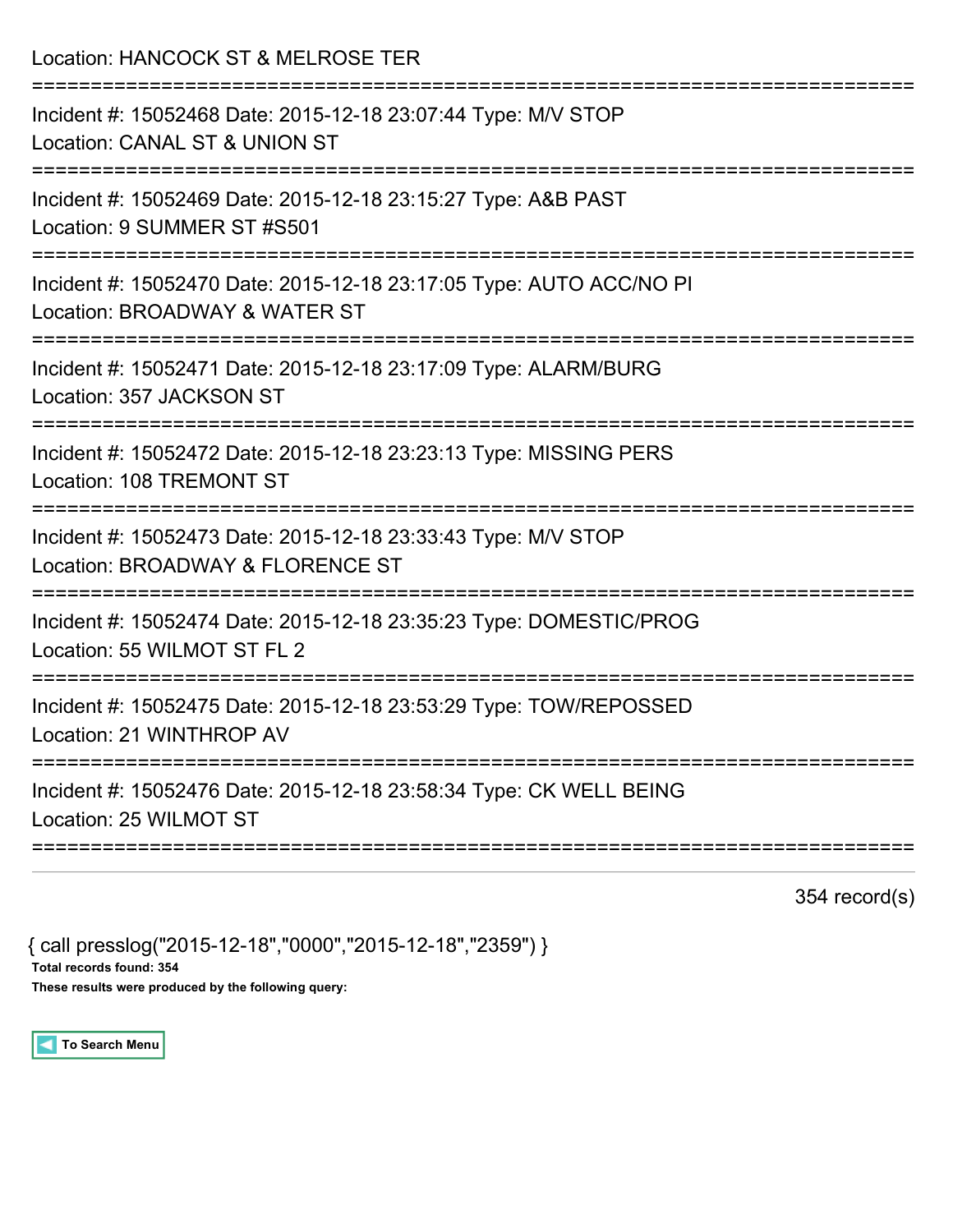Location: HANCOCK ST & MELROSE TER

===========================================================================

Incident #: 15052468 Date: 2015-12-18 23:07:44 Type: M/V STOP
Location: CANAL ST & UNION ST

===========================================================================

Incident #: 15052469 Date: 2015-12-18 23:15:27 Type: A&B PAST
Location: 9 SUMMER ST #S501

===========================================================================

Incident #: 15052470 Date: 2015-12-18 23:17:05 Type: AUTO ACC/NO PI
Location: BROADWAY & WATER ST

===========================================================================

Incident #: 15052471 Date: 2015-12-18 23:17:09 Type: ALARM/BURG
Location: 357 JACKSON ST

===========================================================================

Incident #: 15052472 Date: 2015-12-18 23:23:13 Type: MISSING PERS
Location: 108 TREMONT ST

===========================================================================

Incident #: 15052473 Date: 2015-12-18 23:33:43 Type: M/V STOP
Location: BROADWAY & FLORENCE ST

===========================================================================

Incident #: 15052474 Date: 2015-12-18 23:35:23 Type: DOMESTIC/PROG
Location: 55 WILMOT ST FL 2

===========================================================================

Incident #: 15052475 Date: 2015-12-18 23:53:29 Type: TOW/REPOSSED
Location: 21 WINTHROP AV

===========================================================================

Incident #: 15052476 Date: 2015-12-18 23:58:34 Type: CK WELL BEING
Location: 25 WILMOT ST

===========================================================================

354 record(s)

{ call presslog("2015-12-18","0000","2015-12-18","2359") }

**Total records found: 354**

**These results were produced by the following query:**

To Search Menu